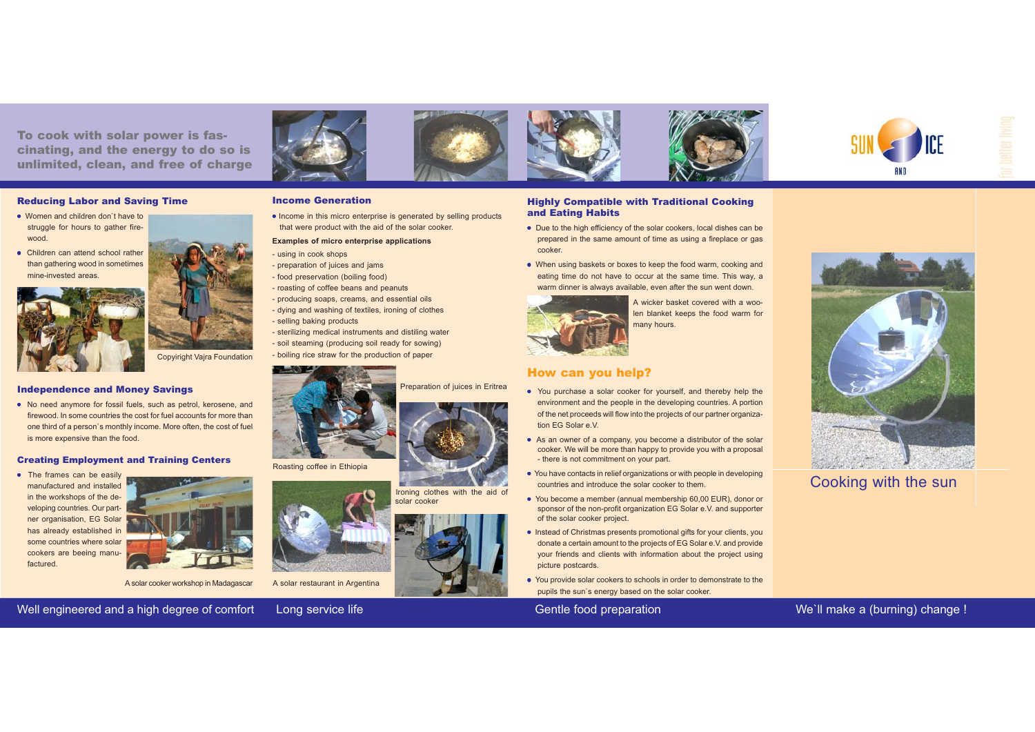**To cook with solar power is fascinating, and the energy to do so is unlimited, clean, and free of charge**

SUN AND ICE

for better living

## Reducing Labor and Saving Time

- Women and children don`t have to struggle for hours to gather firewood.
- Children can attend school rather than gathering wood in sometimes mine-invested areas.

Copyiright Vajra Foundation

## Independence and Money Savings

- No need anymore for fossil fuels, such as petrol, kerosene, and firewood. In some countries the cost for fuel accounts for more than one third of a person`s monthly income. More often, the cost of fuel is more expensive than the food.

## Creating Employment and Training Centers

- The frames can be easily manufactured and installed in the workshops of the developing countries. Our partner organisation, EG Solar has already established in some countries where solar cookers are beeing manufactured.

A solar cooker workshop in Madagascar

## Income Generation

- Income in this micro enterprise is generated by selling products that were product with the aid of the solar cooker.

**Examples of micro enterprise applications**

- using in cook shops
- preparation of juices and jams
- food preservation (boiling food)
- roasting of coffee beans and peanuts
- producing soaps, creams, and essential oils
- dying and washing of textiles, ironing of clothes
- selling baking products
- sterilizing medical instruments and distiling water
- soil steaming (producing soil ready for sowing)
- boiling rice straw for the production of paper

Preparation of juices in Eritrea

Roasting coffee in Ethiopia

Ironing clothes with the aid of solar cooker

A solar restaurant in Argentina

## Highly Compatible with Traditional Cooking and Eating Habits

- Due to the high efficiency of the solar cookers, local dishes can be prepared in the same amount of time as using a fireplace or gas cooker.
- When using baskets or boxes to keep the food warm, cooking and eating time do not have to occur at the same time. This way, a warm dinner is always available, even after the sun went down.

A wicker basket covered with a woolen blanket keeps the food warm for many hours.

## How can you help?

- You purchase a solar cooker for yourself, and thereby help the environment and the people in the developing countries. A portion of the net proceeds will flow into the projects of our partner organization EG Solar e.V.
- As an owner of a company, you become a distributor of the solar cooker. We will be more than happy to provide you with a proposal - there is not commitment on your part.
- You have contacts in relief organizations or with people in developing countries and introduce the solar cooker to them.
- You become a member (annual membership 60,00 EUR), donor or sponsor of the non-profit organization EG Solar e.V. and supporter of the solar cooker project.
- Instead of Christmas presents promotional gifts for your clients, you donate a certain amount to the projects of EG Solar e.V. and provide your friends and clients with information about the project using picture postcards.
- You provide solar cookers to schools in order to demonstrate to the pupils the sun`s energy based on the solar cooker.

Cooking with the sun

Well engineered and a high degree of comfort

Long service life

Gentle food preparation

We`ll make a (burning) change !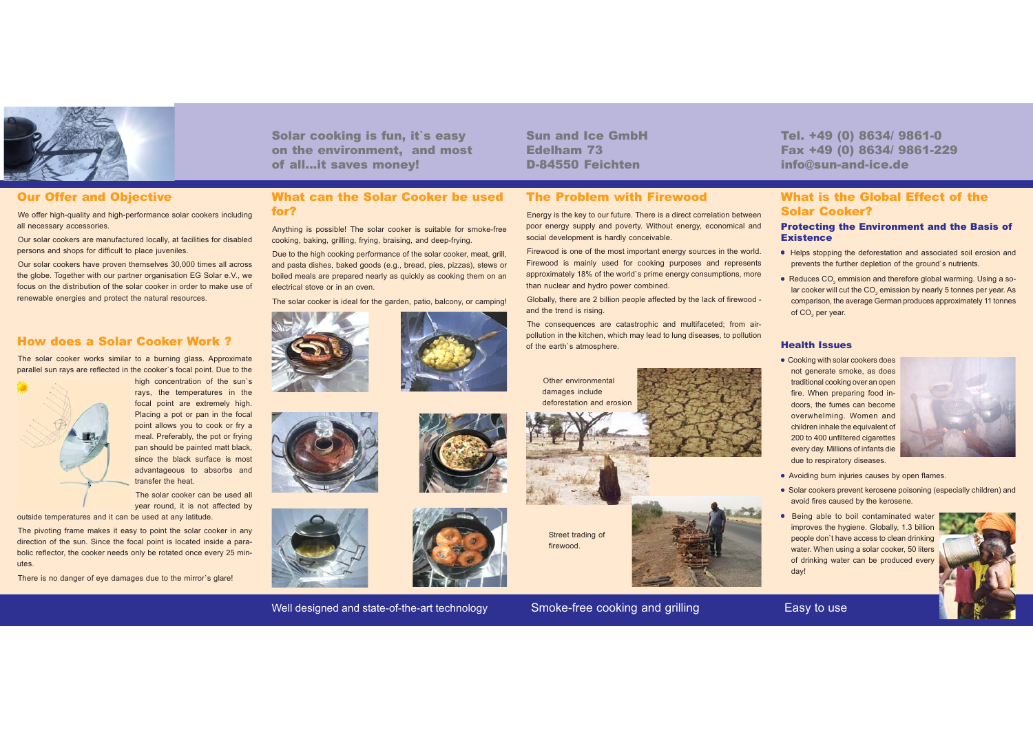Solar cooking is fun, it`s easy on the environment, and most of all...it saves money!

Sun and Ice GmbH
Edelham 73
D-84550 Feichten

Tel. +49 (0) 8634/ 9861-0
Fax +49 (0) 8634/ 9861-229
info@sun-and-ice.de

## Our Offer and Objective

We offer high-quality and high-performance solar cookers including all necessary accessories.

Our solar cookers are manufactured locally, at facilities for disabled persons and shops for difficult to place juveniles.

Our solar cookers have proven themselves 30,000 times all across the globe. Together with our partner organisation EG Solar e.V., we focus on the distribution of the solar cooker in order to make use of renewable energies and protect the natural resources.

## How does a Solar Cooker Work ?

The solar cooker works similar to a burning glass. Approximate parallel sun rays are reflected in the cooker`s focal point. Due to the high concentration of the sun`s rays, the temperatures in the focal point are extremely high. Placing a pot or pan in the focal point allows you to cook or fry a meal. Preferably, the pot or frying pan should be painted matt black, since the black surface is most advantageous to absorbs and transfer the heat.

The solar cooker can be used all year round, it is not affected by outside temperatures and it can be used at any latitude.

The pivoting frame makes it easy to point the solar cooker in any direction of the sun. Since the focal point is located inside a parabolic reflector, the cooker needs only be rotated once every 25 minutes.

There is no danger of eye damages due to the mirror`s glare!

## What can the Solar Cooker be used for?

Anything is possible! The solar cooker is suitable for smoke-free cooking, baking, grilling, frying, braising, and deep-frying.

Due to the high cooking performance of the solar cooker, meat, grill, and pasta dishes, baked goods (e.g., bread, pies, pizzas), stews or boiled meals are prepared nearly as quickly as cooking them on an electrical stove or in an oven.

The solar cooker is ideal for the garden, patio, balcony, or camping!

## The Problem with Firewood

Energy is the key to our future. There is a direct correlation between poor energy supply and poverty. Without energy, economical and social development is hardly conceivable.

Firewood is one of the most important energy sources in the world. Firewood is mainly used for cooking purposes and represents approximately 18% of the world`s prime energy consumptions, more than nuclear and hydro power combined.

Globally, there are 2 billion people affected by the lack of firewood - and the trend is rising.

The consequences are catastrophic and multifaceted; from air-pollution in the kitchen, which may lead to lung diseases, to pollution of the earth`s atmosphere.

Other environmental damages include deforestation and erosion

Street trading of firewood.

## What is the Global Effect of the Solar Cooker?

### Protecting the Environment and the Basis of Existence

- Helps stopping the deforestation and associated soil erosion and prevents the further depletion of the ground`s nutrients.
- Reduces $CO_2$ emmision and therefore global warming. Using a solar cooker will cut the $CO_2$ emission by nearly 5 tonnes per year. As comparison, the average German produces approximately 11 tonnes of $CO_2$ per year.

### Health Issues

- Cooking with solar cookers does not generate smoke, as does traditional cooking over an open fire. When preparing food indoors, the fumes can become overwhelming. Women and children inhale the equivalent of 200 to 400 unfiltered cigarettes every day. Millions of infants die due to respiratory diseases.
- Avoiding burn injuries causes by open flames.
- Solar cookers prevent kerosene poisoning (especially children) and avoid fires caused by the kerosene.
- Being able to boil contaminated water improves the hygiene. Globally, 1.3 billion people don`t have access to clean drinking water. When using a solar cooker, 50 liters of drinking water can be produced every day!

Well designed and state-of-the-art technology

Smoke-free cooking and grilling

Easy to use